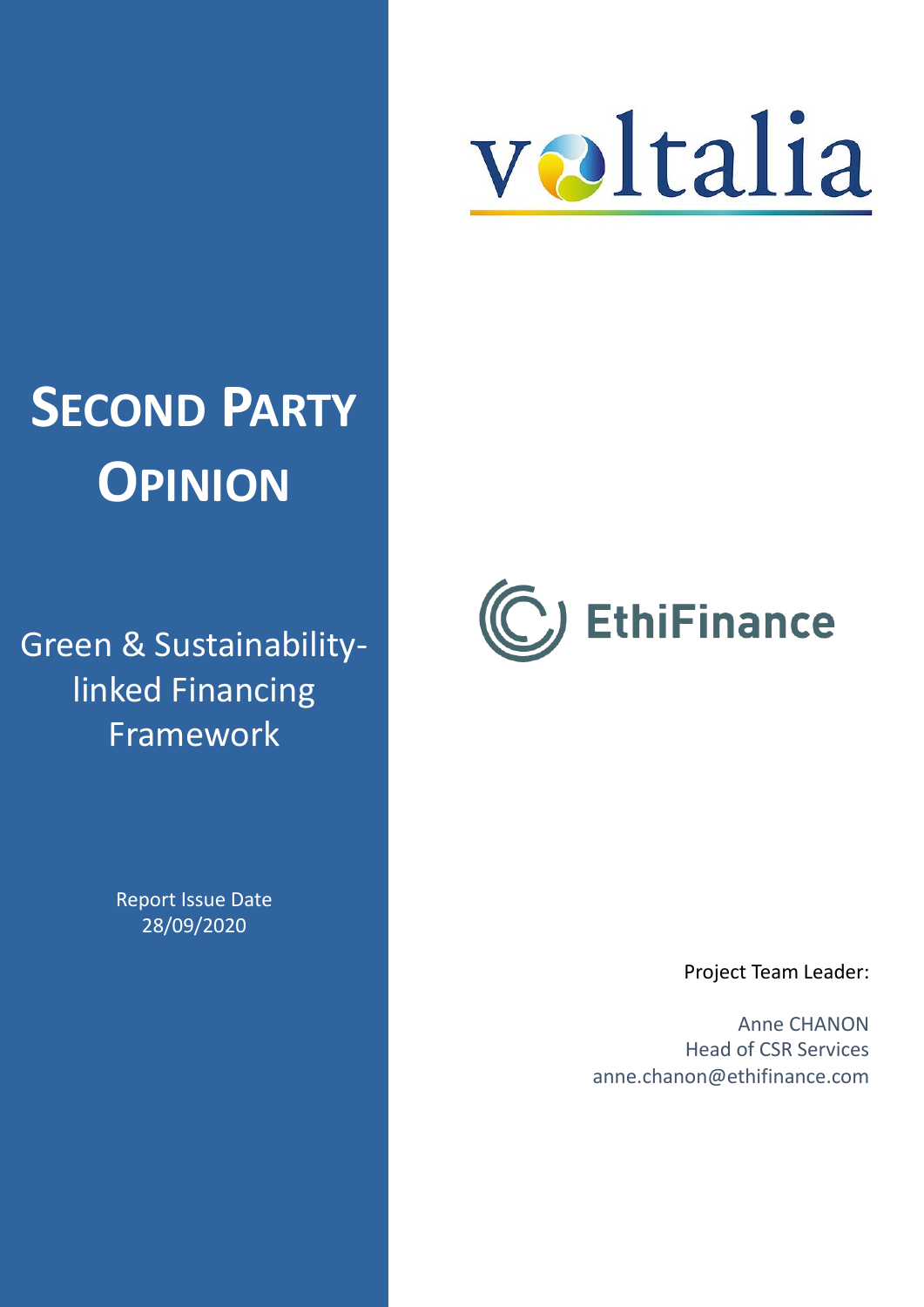voltalia

# SECOND PARTY OPINION

Green & Sustainability-linked Financing Framework

Report Issue Date
28/09/2020

EthiFinance

Project Team Leader:

Anne CHANON
Head of CSR Services
anne.chanon@ethifinance.com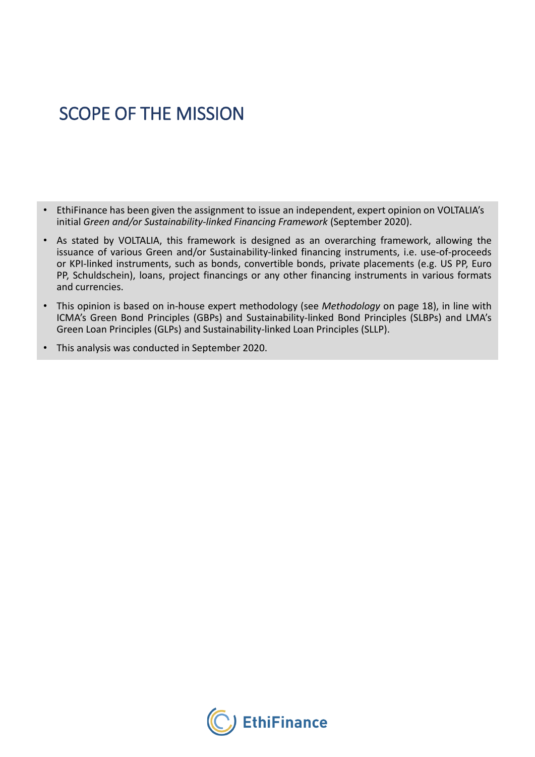# SCOPE OF THE MISSION

- EthiFinance has been given the assignment to issue an independent, expert opinion on VOLTALIA's initial *Green and/or Sustainability-linked Financing Framework* (September 2020).
- As stated by VOLTALIA, this framework is designed as an overarching framework, allowing the issuance of various Green and/or Sustainability-linked financing instruments, i.e. use-of-proceeds or KPI-linked instruments, such as bonds, convertible bonds, private placements (e.g. US PP, Euro PP, Schuldschein), loans, project financings or any other financing instruments in various formats and currencies.
- This opinion is based on in-house expert methodology (see *Methodology* on page 18), in line with ICMA's Green Bond Principles (GBPs) and Sustainability-linked Bond Principles (SLBPs) and LMA's Green Loan Principles (GLPs) and Sustainability-linked Loan Principles (SLLP).
- This analysis was conducted in September 2020.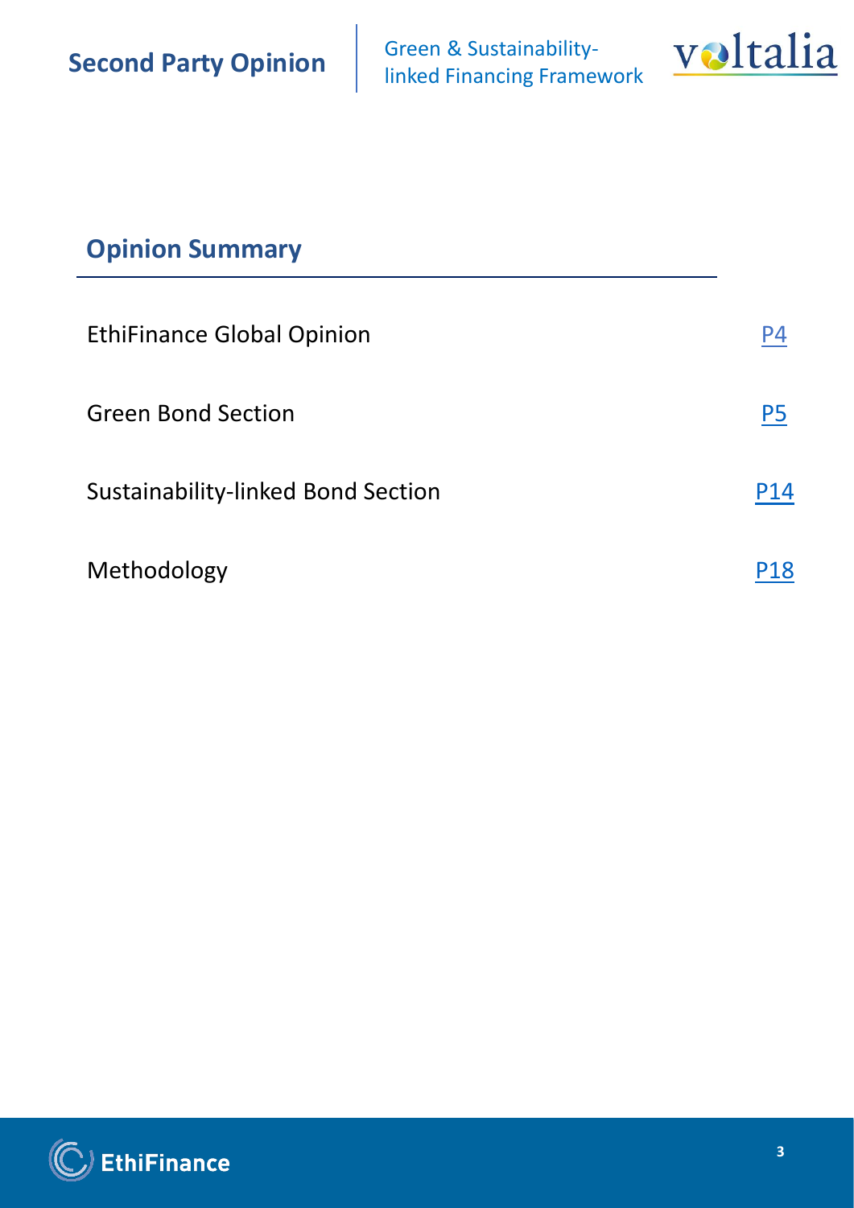## Opinion Summary

| | |
|---|---|
| EthiFinance Global Opinion | P4 |
| Green Bond Section | P5 |
| Sustainability-linked Bond Section | P14 |
| Methodology | P18 |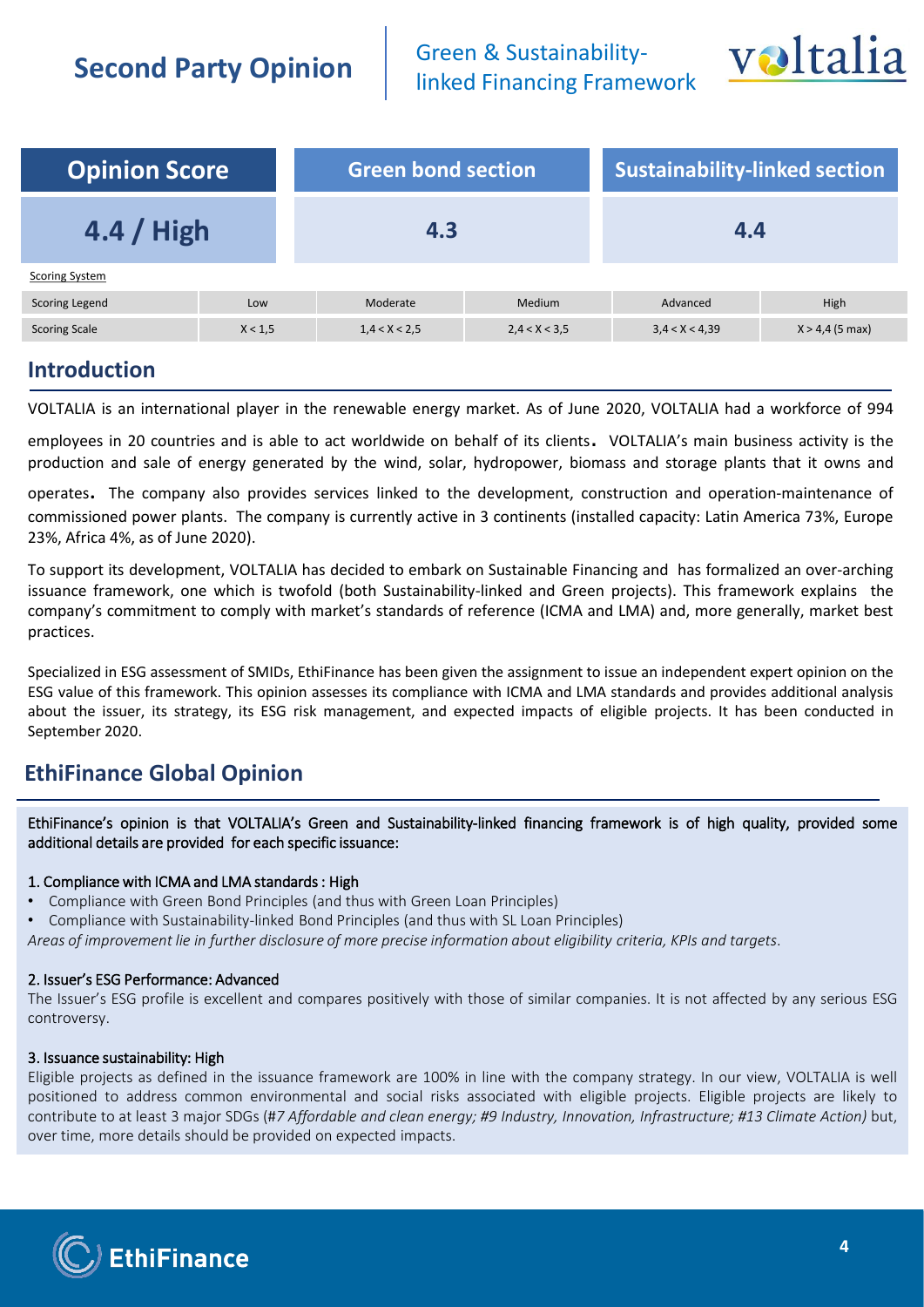| Opinion Score | Green bond section | Sustainability-linked section |
|---|---|---|
| 4.4 / High | 4.3 | 4.4 |

Scoring System

| Scoring Legend | Low | Moderate | Medium | Advanced | High |
|---|---|---|---|---|---|
| Scoring Scale | X < 1,5 | 1,4 < X < 2,5 | 2,4 < X < 3,5 | 3,4 < X < 4,39 | X > 4,4 (5 max) |

## Introduction

VOLTALIA is an international player in the renewable energy market. As of June 2020, VOLTALIA had a workforce of 994 employees in 20 countries and is able to act worldwide on behalf of its clients. VOLTALIA's main business activity is the production and sale of energy generated by the wind, solar, hydropower, biomass and storage plants that it owns and operates. The company also provides services linked to the development, construction and operation-maintenance of commissioned power plants. The company is currently active in 3 continents (installed capacity: Latin America 73%, Europe 23%, Africa 4%, as of June 2020).

To support its development, VOLTALIA has decided to embark on Sustainable Financing and has formalized an over-arching issuance framework, one which is twofold (both Sustainability-linked and Green projects). This framework explains the company's commitment to comply with market's standards of reference (ICMA and LMA) and, more generally, market best practices.

Specialized in ESG assessment of SMIDs, EthiFinance has been given the assignment to issue an independent expert opinion on the ESG value of this framework. This opinion assesses its compliance with ICMA and LMA standards and provides additional analysis about the issuer, its strategy, its ESG risk management, and expected impacts of eligible projects. It has been conducted in September 2020.

## EthiFinance Global Opinion

EthiFinance's opinion is that VOLTALIA's Green and Sustainability-linked financing framework is of high quality, provided some additional details are provided for each specific issuance:

**1. Compliance with ICMA and LMA standards : High**

- Compliance with Green Bond Principles (and thus with Green Loan Principles)
- Compliance with Sustainability-linked Bond Principles (and thus with SL Loan Principles)

*Areas of improvement lie in further disclosure of more precise information about eligibility criteria, KPIs and targets.*

**2. Issuer's ESG Performance: Advanced**

The Issuer's ESG profile is excellent and compares positively with those of similar companies. It is not affected by any serious ESG controversy.

**3. Issuance sustainability: High**

Eligible projects as defined in the issuance framework are 100% in line with the company strategy. In our view, VOLTALIA is well positioned to address common environmental and social risks associated with eligible projects. Eligible projects are likely to contribute to at least 3 major SDGs (*#7 Affordable and clean energy; #9 Industry, Innovation, Infrastructure; #13 Climate Action)* but, over time, more details should be provided on expected impacts.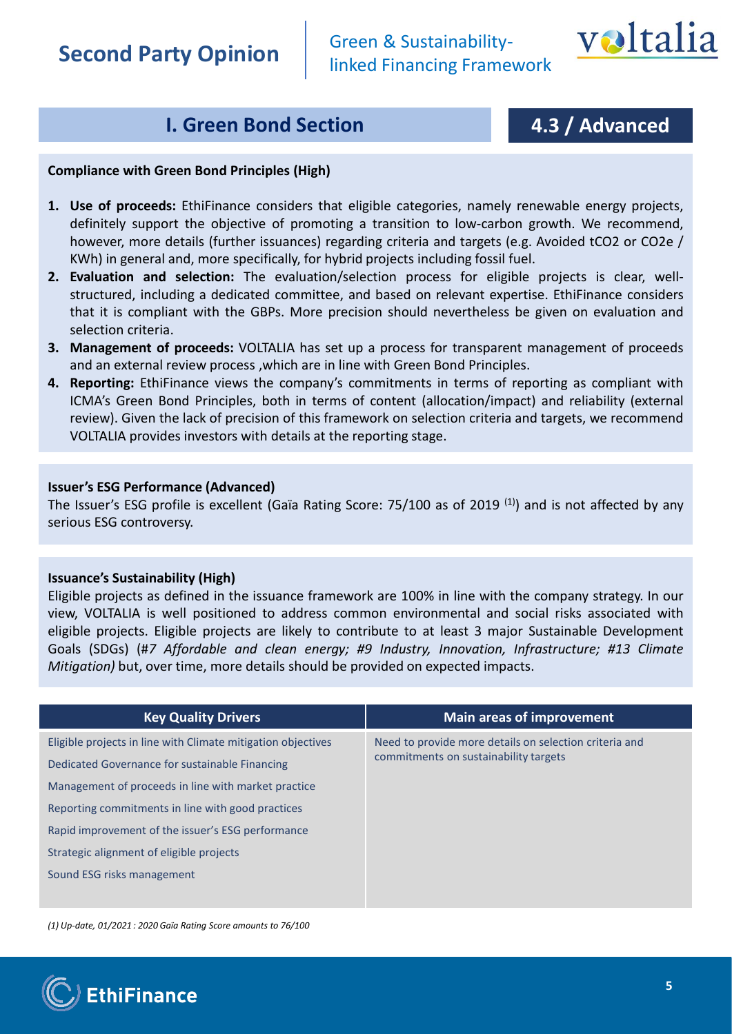## I. Green Bond Section

## 4.3 / Advanced

**Compliance with Green Bond Principles (High)**

1. **Use of proceeds:** EthiFinance considers that eligible categories, namely renewable energy projects, definitely support the objective of promoting a transition to low-carbon growth. We recommend, however, more details (further issuances) regarding criteria and targets (e.g. Avoided tCO2 or CO2e / KWh) in general and, more specifically, for hybrid projects including fossil fuel.
2. **Evaluation and selection:** The evaluation/selection process for eligible projects is clear, well-structured, including a dedicated committee, and based on relevant expertise. EthiFinance considers that it is compliant with the GBPs. More precision should nevertheless be given on evaluation and selection criteria.
3. **Management of proceeds:** VOLTALIA has set up a process for transparent management of proceeds and an external review process ,which are in line with Green Bond Principles.
4. **Reporting:** EthiFinance views the company's commitments in terms of reporting as compliant with ICMA's Green Bond Principles, both in terms of content (allocation/impact) and reliability (external review). Given the lack of precision of this framework on selection criteria and targets, we recommend VOLTALIA provides investors with details at the reporting stage.

**Issuer's ESG Performance (Advanced)**

The Issuer's ESG profile is excellent (Gaïa Rating Score: 75/100 as of 2019 [(1)]) and is not affected by any serious ESG controversy.

**Issuance's Sustainability (High)**

Eligible projects as defined in the issuance framework are 100% in line with the company strategy. In our view, VOLTALIA is well positioned to address common environmental and social risks associated with eligible projects. Eligible projects are likely to contribute to at least 3 major Sustainable Development Goals (SDGs) (#*7 Affordable and clean energy; #9 Industry, Innovation, Infrastructure; #13 Climate Mitigation)* but, over time, more details should be provided on expected impacts.

| Key Quality Drivers | Main areas of improvement |
|---|---|
| Eligible projects in line with Climate mitigation objectives | Need to provide more details on selection criteria and commitments on sustainability targets |
| Dedicated Governance for sustainable Financing | |
| Management of proceeds in line with market practice | |
| Reporting commitments in line with good practices | |
| Rapid improvement of the issuer's ESG performance | |
| Strategic alignment of eligible projects | |
| Sound ESG risks management | |

*(1) Up-date, 01/2021 : 2020 Gaïa Rating Score amounts to 76/100*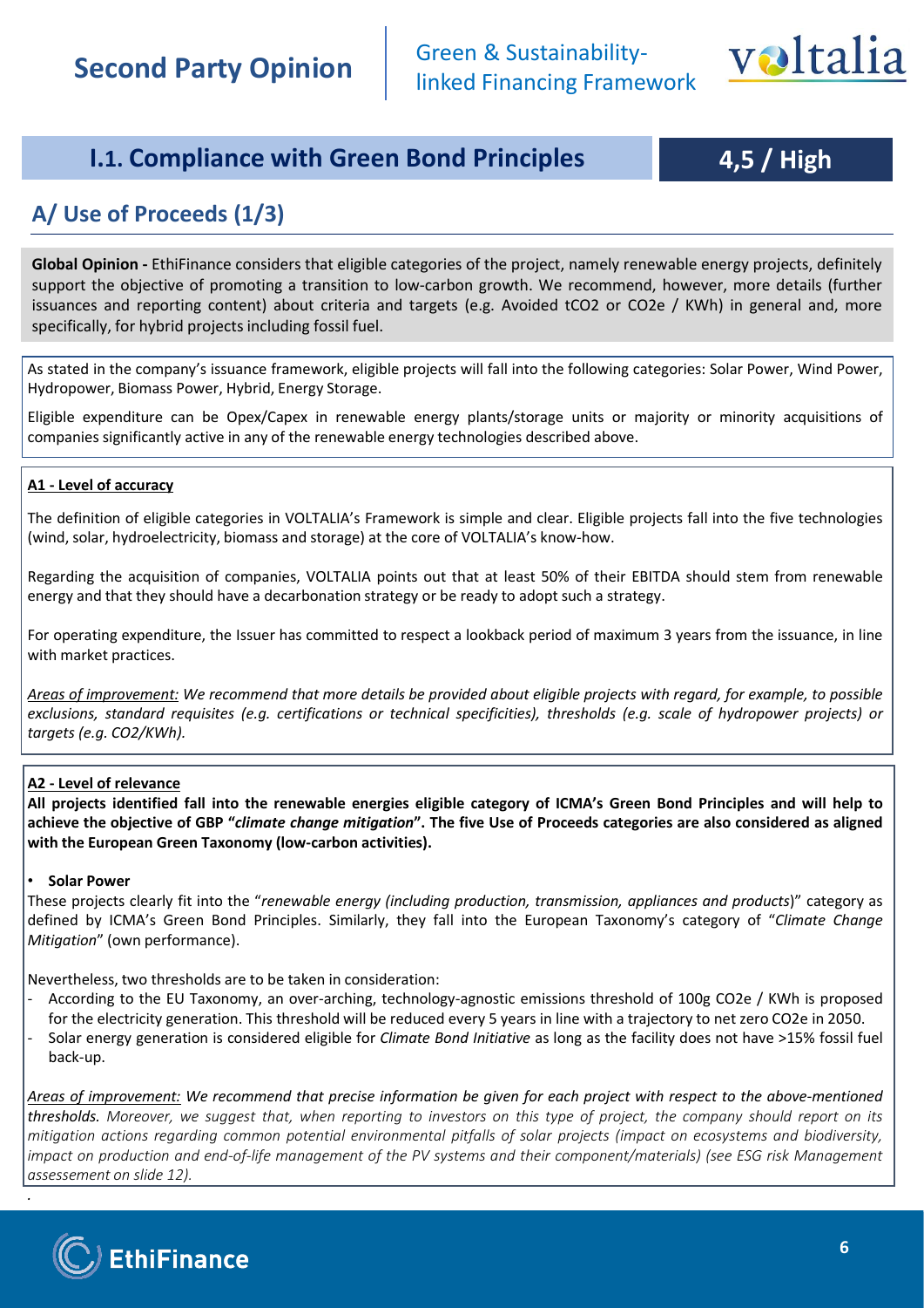## I.1. Compliance with Green Bond Principles

**4,5 / High**

### A/ Use of Proceeds (1/3)

**Global Opinion -** EthiFinance considers that eligible categories of the project, namely renewable energy projects, definitely support the objective of promoting a transition to low-carbon growth. We recommend, however, more details (further issuances and reporting content) about criteria and targets (e.g. Avoided tCO2 or CO2e / KWh) in general and, more specifically, for hybrid projects including fossil fuel.

As stated in the company's issuance framework, eligible projects will fall into the following categories: Solar Power, Wind Power, Hydropower, Biomass Power, Hybrid, Energy Storage.

Eligible expenditure can be Opex/Capex in renewable energy plants/storage units or majority or minority acquisitions of companies significantly active in any of the renewable energy technologies described above.

**A1 - Level of accuracy**

The definition of eligible categories in VOLTALIA's Framework is simple and clear. Eligible projects fall into the five technologies (wind, solar, hydroelectricity, biomass and storage) at the core of VOLTALIA's know-how.

Regarding the acquisition of companies, VOLTALIA points out that at least 50% of their EBITDA should stem from renewable energy and that they should have a decarbonation strategy or be ready to adopt such a strategy.

For operating expenditure, the Issuer has committed to respect a lookback period of maximum 3 years from the issuance, in line with market practices.

*Areas of improvement: We recommend that more details be provided about eligible projects with regard, for example, to possible exclusions, standard requisites (e.g. certifications or technical specificities), thresholds (e.g. scale of hydropower projects) or targets (e.g. CO2/KWh).*

**A2 - Level of relevance**

**All projects identified fall into the renewable energies eligible category of ICMA's Green Bond Principles and will help to achieve the objective of GBP "*climate change mitigation*". The five Use of Proceeds categories are also considered as aligned with the European Green Taxonomy (low-carbon activities).**

- **Solar Power**

These projects clearly fit into the "*renewable energy (including production, transmission, appliances and products*)" category as defined by ICMA's Green Bond Principles. Similarly, they fall into the European Taxonomy's category of "*Climate Change Mitigation*" (own performance).

Nevertheless, two thresholds are to be taken in consideration:

- According to the EU Taxonomy, an over-arching, technology-agnostic emissions threshold of 100g CO2e / KWh is proposed for the electricity generation. This threshold will be reduced every 5 years in line with a trajectory to net zero CO2e in 2050.
- Solar energy generation is considered eligible for *Climate Bond Initiative* as long as the facility does not have >15% fossil fuel back-up.

*Areas of improvement: We recommend that precise information be given for each project with respect to the above-mentioned thresholds. Moreover, we suggest that, when reporting to investors on this type of project, the company should report on its mitigation actions regarding common potential environmental pitfalls of solar projects (impact on ecosystems and biodiversity, impact on production and end-of-life management of the PV systems and their component/materials) (see ESG risk Management assessement on slide 12).*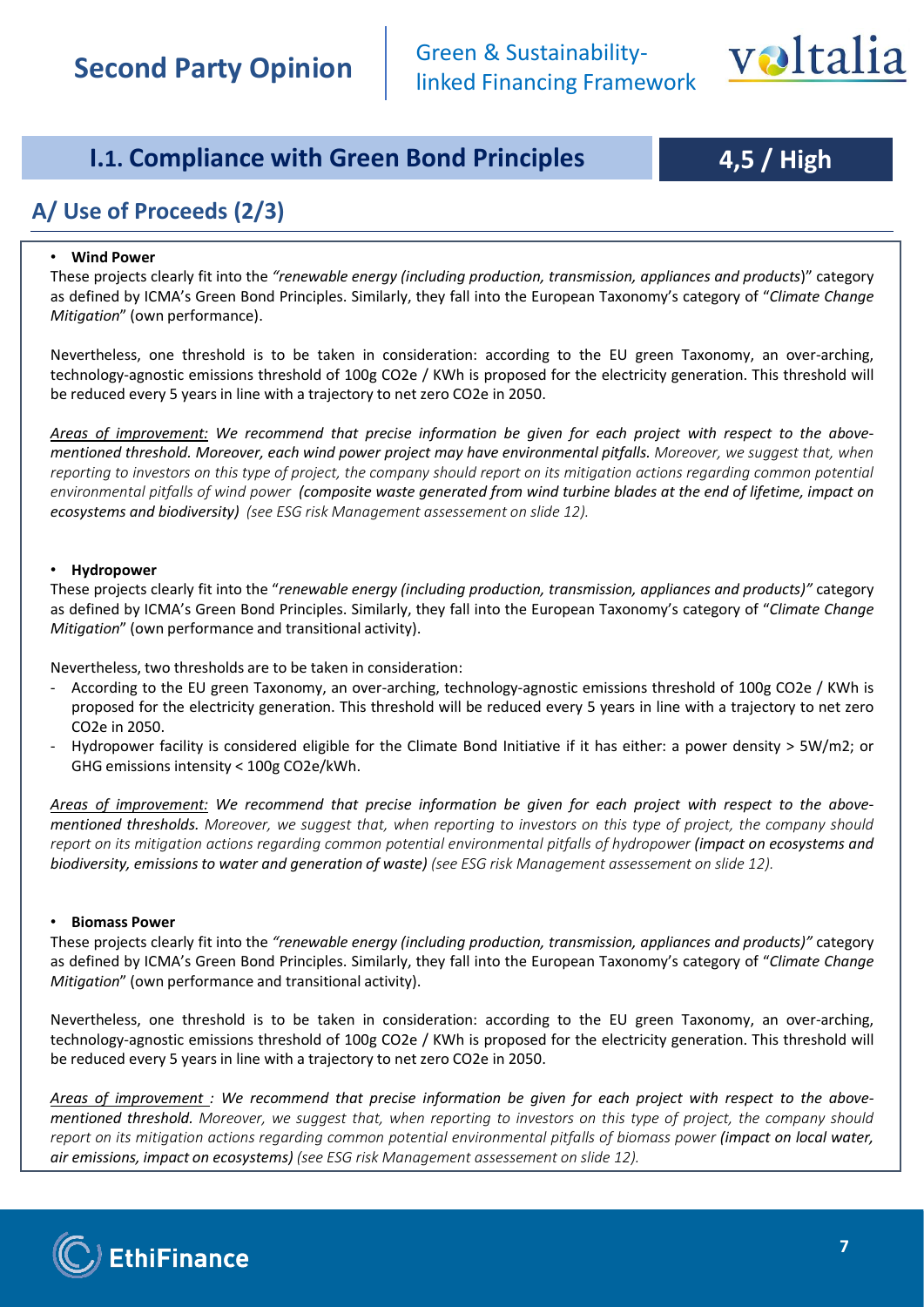## I.1. Compliance with Green Bond Principles

**4,5 / High**

## A/ Use of Proceeds (2/3)

- **Wind Power**

These projects clearly fit into the *"renewable energy (including production, transmission, appliances and products*)" category as defined by ICMA's Green Bond Principles. Similarly, they fall into the European Taxonomy's category of "*Climate Change Mitigation*" (own performance).

Nevertheless, one threshold is to be taken in consideration: according to the EU green Taxonomy, an over-arching, technology-agnostic emissions threshold of 100g $CO_2e$ / KWh is proposed for the electricity generation. This threshold will be reduced every 5 years in line with a trajectory to net zero $CO_2e$ in 2050.

*Areas of improvement:* ***We recommend that precise information be given for each project with respect to the above-mentioned threshold. Moreover, each wind power project may have environmental pitfalls.*** *Moreover, we suggest that, when reporting to investors on this type of project, the company should report on its mitigation actions regarding common potential environmental pitfalls of wind power* ***(composite waste generated from wind turbine blades at the end of lifetime, impact on ecosystems and biodiversity)*** *(see ESG risk Management assessement on slide 12).*

- **Hydropower**

These projects clearly fit into the "*renewable energy (including production, transmission, appliances and products)"* category as defined by ICMA's Green Bond Principles. Similarly, they fall into the European Taxonomy's category of "*Climate Change Mitigation*" (own performance and transitional activity).

Nevertheless, two thresholds are to be taken in consideration:

- According to the EU green Taxonomy, an over-arching, technology-agnostic emissions threshold of 100g $CO_2e$ / KWh is proposed for the electricity generation. This threshold will be reduced every 5 years in line with a trajectory to net zero $CO_2e$ in 2050.
- Hydropower facility is considered eligible for the Climate Bond Initiative if it has either: a power density > 5W/m2; or GHG emissions intensity < 100g $CO_2e$/kWh.

*Areas of improvement:* ***We recommend that precise information be given for each project with respect to the above-mentioned thresholds.*** *Moreover, we suggest that, when reporting to investors on this type of project, the company should report on its mitigation actions regarding common potential environmental pitfalls of hydropower* ***(impact on ecosystems and biodiversity, emissions to water and generation of waste)*** *(see ESG risk Management assessement on slide 12).*

- **Biomass Power**

These projects clearly fit into the *"renewable energy (including production, transmission, appliances and products)"* category as defined by ICMA's Green Bond Principles. Similarly, they fall into the European Taxonomy's category of "*Climate Change Mitigation*" (own performance and transitional activity).

Nevertheless, one threshold is to be taken in consideration: according to the EU green Taxonomy, an over-arching, technology-agnostic emissions threshold of 100g $CO_2e$ / KWh is proposed for the electricity generation. This threshold will be reduced every 5 years in line with a trajectory to net zero $CO_2e$ in 2050.

*Areas of improvement :* ***We recommend that precise information be given for each project with respect to the above-mentioned threshold.*** *Moreover, we suggest that, when reporting to investors on this type of project, the company should report on its mitigation actions regarding common potential environmental pitfalls of biomass power* ***(impact on local water, air emissions, impact on ecosystems)*** *(see ESG risk Management assessement on slide 12).*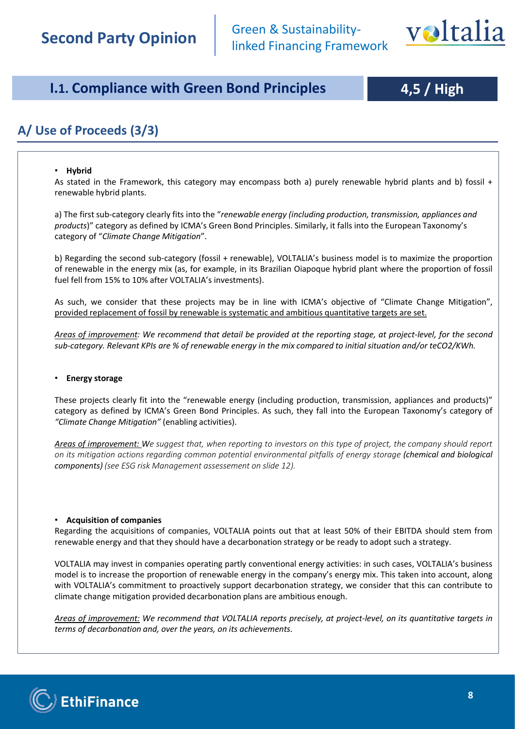## I.1. Compliance with Green Bond Principles

**4,5 / High**

## A/ Use of Proceeds (3/3)

- **Hybrid**

As stated in the Framework, this category may encompass both a) purely renewable hybrid plants and b) fossil + renewable hybrid plants.

a) The first sub-category clearly fits into the "*renewable energy (including production, transmission, appliances and products*)" category as defined by ICMA's Green Bond Principles. Similarly, it falls into the European Taxonomy's category of "*Climate Change Mitigation*".

b) Regarding the second sub-category (fossil + renewable), VOLTALIA's business model is to maximize the proportion of renewable in the energy mix (as, for example, in its Brazilian Oiapoque hybrid plant where the proportion of fossil fuel fell from 15% to 10% after VOLTALIA's investments).

As such, we consider that these projects may be in line with ICMA's objective of "Climate Change Mitigation", provided replacement of fossil by renewable is systematic and ambitious quantitative targets are set.

*Areas of improvement: We recommend that detail be provided at the reporting stage, at project-level, for the second sub-category. Relevant KPIs are % of renewable energy in the mix compared to initial situation and/or teCO2/KWh.*

- **Energy storage**

These projects clearly fit into the "renewable energy (including production, transmission, appliances and products)" category as defined by ICMA's Green Bond Principles. As such, they fall into the European Taxonomy's category of *"Climate Change Mitigation"* (enabling activities).

*Areas of improvement: We suggest that, when reporting to investors on this type of project, the company should report on its mitigation actions regarding common potential environmental pitfalls of energy storage* ***(chemical and biological components)*** *(see ESG risk Management assessement on slide 12).*

- **Acquisition of companies**

Regarding the acquisitions of companies, VOLTALIA points out that at least 50% of their EBITDA should stem from renewable energy and that they should have a decarbonation strategy or be ready to adopt such a strategy.

VOLTALIA may invest in companies operating partly conventional energy activities: in such cases, VOLTALIA's business model is to increase the proportion of renewable energy in the company's energy mix. This taken into account, along with VOLTALIA's commitment to proactively support decarbonation strategy, we consider that this can contribute to climate change mitigation provided decarbonation plans are ambitious enough.

*Areas of improvement: We recommend that VOLTALIA reports precisely, at project-level, on its quantitative targets in terms of decarbonation and, over the years, on its achievements.*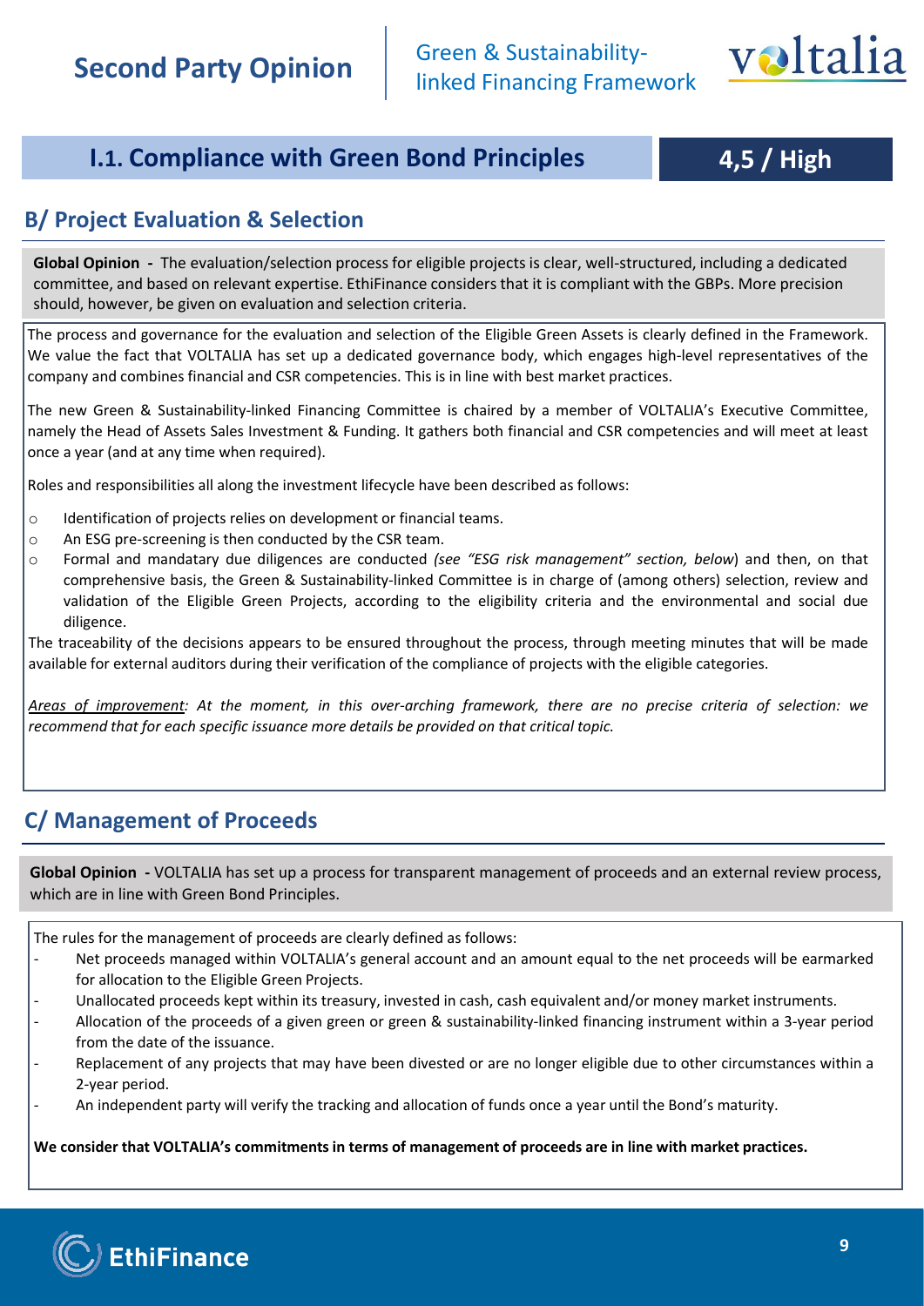## I.1. Compliance with Green Bond Principles

**4,5 / High**

### B/ Project Evaluation & Selection

**Global Opinion -** The evaluation/selection process for eligible projects is clear, well-structured, including a dedicated committee, and based on relevant expertise. EthiFinance considers that it is compliant with the GBPs. More precision should, however, be given on evaluation and selection criteria.

The process and governance for the evaluation and selection of the Eligible Green Assets is clearly defined in the Framework. We value the fact that VOLTALIA has set up a dedicated governance body, which engages high-level representatives of the company and combines financial and CSR competencies. This is in line with best market practices.

The new Green & Sustainability-linked Financing Committee is chaired by a member of VOLTALIA's Executive Committee, namely the Head of Assets Sales Investment & Funding. It gathers both financial and CSR competencies and will meet at least once a year (and at any time when required).

Roles and responsibilities all along the investment lifecycle have been described as follows:

- Identification of projects relies on development or financial teams.
- An ESG pre-screening is then conducted by the CSR team.
- Formal and mandatary due diligences are conducted *(see "ESG risk management" section, below)* and then, on that comprehensive basis, the Green & Sustainability-linked Committee is in charge of (among others) selection, review and validation of the Eligible Green Projects, according to the eligibility criteria and the environmental and social due diligence.

The traceability of the decisions appears to be ensured throughout the process, through meeting minutes that will be made available for external auditors during their verification of the compliance of projects with the eligible categories.

*Areas of improvement: At the moment, in this over-arching framework, there are no precise criteria of selection: we recommend that for each specific issuance more details be provided on that critical topic.*

### C/ Management of Proceeds

**Global Opinion -** VOLTALIA has set up a process for transparent management of proceeds and an external review process, which are in line with Green Bond Principles.

The rules for the management of proceeds are clearly defined as follows:

- Net proceeds managed within VOLTALIA's general account and an amount equal to the net proceeds will be earmarked for allocation to the Eligible Green Projects.
- Unallocated proceeds kept within its treasury, invested in cash, cash equivalent and/or money market instruments.
- Allocation of the proceeds of a given green or green & sustainability-linked financing instrument within a 3-year period from the date of the issuance.
- Replacement of any projects that may have been divested or are no longer eligible due to other circumstances within a 2-year period.
- An independent party will verify the tracking and allocation of funds once a year until the Bond's maturity.

**We consider that VOLTALIA's commitments in terms of management of proceeds are in line with market practices.**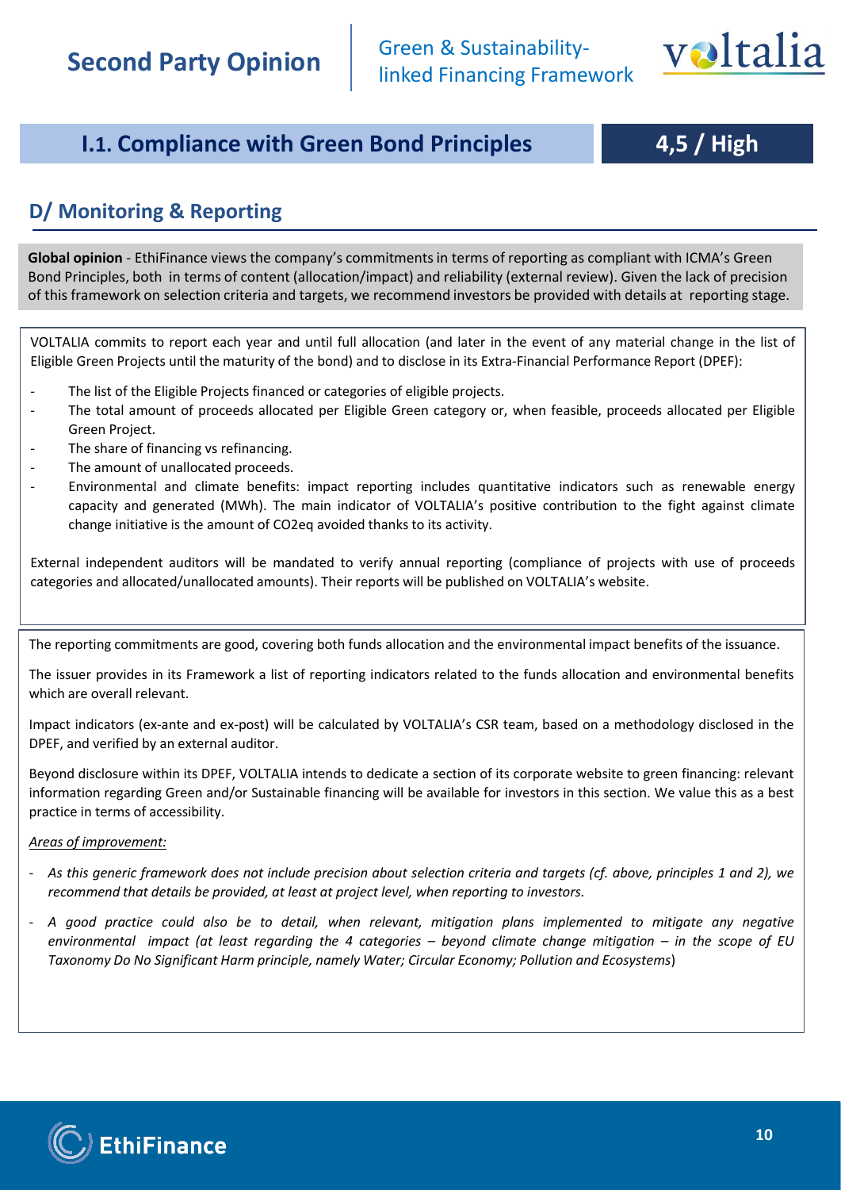## I.1. Compliance with Green Bond Principles

**4,5 / High**

### D/ Monitoring & Reporting

**Global opinion** - EthiFinance views the company's commitments in terms of reporting as compliant with ICMA's Green Bond Principles, both in terms of content (allocation/impact) and reliability (external review). Given the lack of precision of this framework on selection criteria and targets, we recommend investors be provided with details at reporting stage.

VOLTALIA commits to report each year and until full allocation (and later in the event of any material change in the list of Eligible Green Projects until the maturity of the bond) and to disclose in its Extra-Financial Performance Report (DPEF):

- The list of the Eligible Projects financed or categories of eligible projects.
- The total amount of proceeds allocated per Eligible Green category or, when feasible, proceeds allocated per Eligible Green Project.
- The share of financing vs refinancing.
- The amount of unallocated proceeds.
- Environmental and climate benefits: impact reporting includes quantitative indicators such as renewable energy capacity and generated (MWh). The main indicator of VOLTALIA's positive contribution to the fight against climate change initiative is the amount of CO2eq avoided thanks to its activity.

External independent auditors will be mandated to verify annual reporting (compliance of projects with use of proceeds categories and allocated/unallocated amounts). Their reports will be published on VOLTALIA's website.

The reporting commitments are good, covering both funds allocation and the environmental impact benefits of the issuance.

The issuer provides in its Framework a list of reporting indicators related to the funds allocation and environmental benefits which are overall relevant.

Impact indicators (ex-ante and ex-post) will be calculated by VOLTALIA's CSR team, based on a methodology disclosed in the DPEF, and verified by an external auditor.

Beyond disclosure within its DPEF, VOLTALIA intends to dedicate a section of its corporate website to green financing: relevant information regarding Green and/or Sustainable financing will be available for investors in this section. We value this as a best practice in terms of accessibility.

*Areas of improvement:*

- *As this generic framework does not include precision about selection criteria and targets (cf. above, principles 1 and 2), we recommend that details be provided, at least at project level, when reporting to investors.*
- *A good practice could also be to detail, when relevant, mitigation plans implemented to mitigate any negative environmental impact (at least regarding the 4 categories – beyond climate change mitigation – in the scope of EU Taxonomy Do No Significant Harm principle, namely Water; Circular Economy; Pollution and Ecosystems*)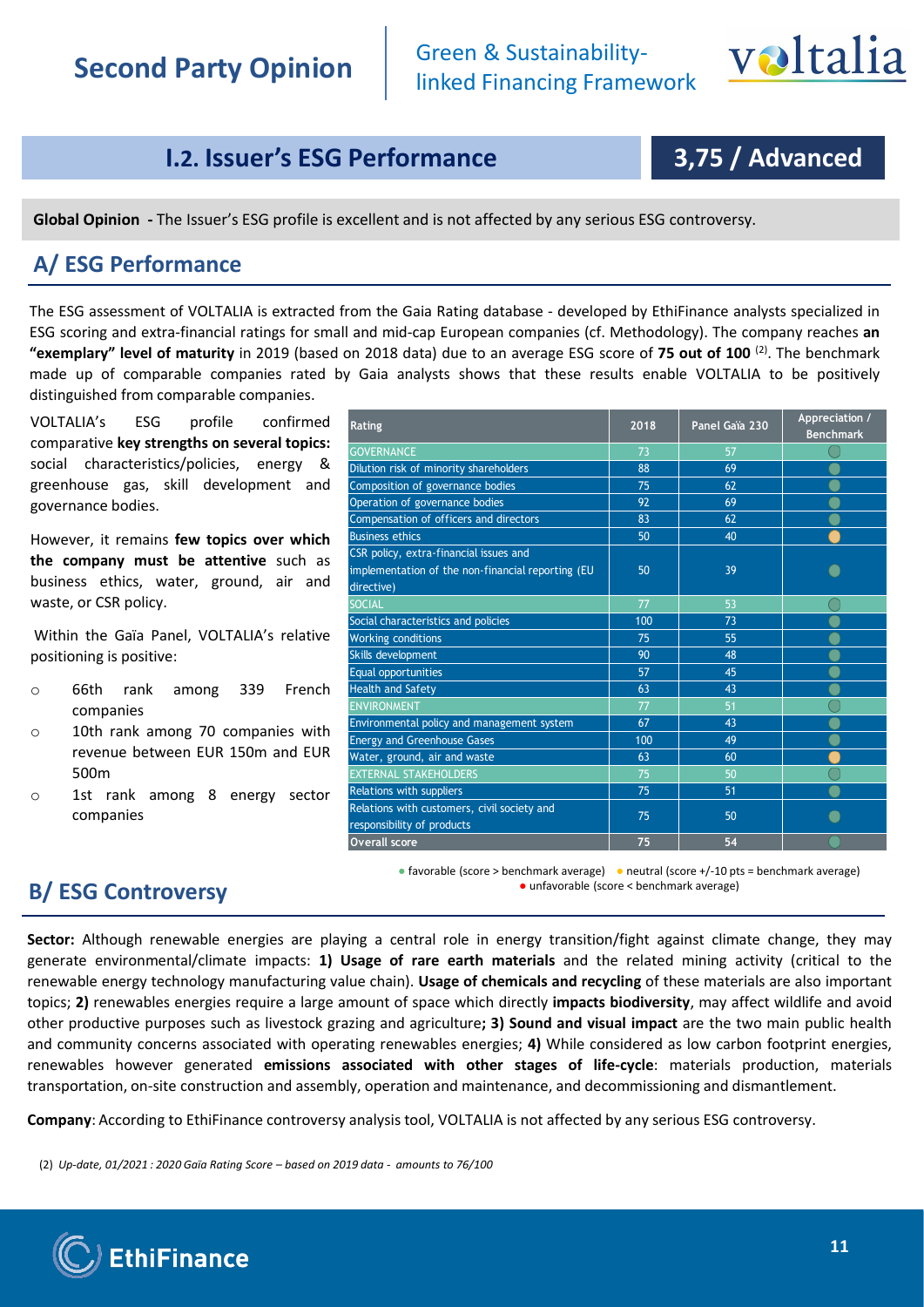## I.2. Issuer's ESG Performance

**3,75 / Advanced**

**Global Opinion -** The Issuer's ESG profile is excellent and is not affected by any serious ESG controversy.

### A/ ESG Performance

The ESG assessment of VOLTALIA is extracted from the Gaia Rating database - developed by EthiFinance analysts specialized in ESG scoring and extra-financial ratings for small and mid-cap European companies (cf. Methodology). The company reaches **an "exemplary" level of maturity** in 2019 (based on 2018 data) due to an average ESG score of **75 out of 100** [(2)]. The benchmark made up of comparable companies rated by Gaia analysts shows that these results enable VOLTALIA to be positively distinguished from comparable companies.

VOLTALIA's ESG profile confirmed comparative **key strengths on several topics:** social characteristics/policies, energy & greenhouse gas, skill development and governance bodies.

However, it remains **few topics over which the company must be attentive** such as business ethics, water, ground, air and waste, or CSR policy.

Within the Gaïa Panel, VOLTALIA's relative positioning is positive:

- 66th rank among 339 French companies
- 10th rank among 70 companies with revenue between EUR 150m and EUR 500m
- 1st rank among 8 energy sector companies

| Rating | 2018 | Panel Gaïa 230 | Appreciation / Benchmark |
|---|---|---|---|
| GOVERNANCE | 73 | 57 | favorable |
| Dilution risk of minority shareholders | 88 | 69 | favorable |
| Composition of governance bodies | 75 | 62 | favorable |
| Operation of governance bodies | 92 | 69 | favorable |
| Compensation of officers and directors | 83 | 62 | favorable |
| Business ethics | 50 | 40 | neutral |
| CSR policy, extra-financial issues and implementation of the non-financial reporting (EU directive) | 50 | 39 | favorable |
| SOCIAL | 77 | 53 | favorable |
| Social characteristics and policies | 100 | 73 | favorable |
| Working conditions | 75 | 55 | favorable |
| Skills development | 90 | 48 | favorable |
| Equal opportunities | 57 | 45 | favorable |
| Health and Safety | 63 | 43 | favorable |
| ENVIRONMENT | 77 | 51 | favorable |
| Environmental policy and management system | 67 | 43 | favorable |
| Energy and Greenhouse Gases | 100 | 49 | favorable |
| Water, ground, air and waste | 63 | 60 | neutral |
| EXTERNAL STAKEHOLDERS | 75 | 50 | favorable |
| Relations with suppliers | 75 | 51 | favorable |
| Relations with customers, civil society and responsibility of products | 75 | 50 | favorable |
| Overall score | 75 | 54 | favorable |

● favorable (score > benchmark average) ● neutral (score +/-10 pts = benchmark average) ● unfavorable (score < benchmark average)

### B/ ESG Controversy

**Sector:** Although renewable energies are playing a central role in energy transition/fight against climate change, they may generate environmental/climate impacts: **1) Usage of rare earth materials** and the related mining activity (critical to the renewable energy technology manufacturing value chain). **Usage of chemicals and recycling** of these materials are also important topics; **2)** renewables energies require a large amount of space which directly **impacts biodiversity**, may affect wildlife and avoid other productive purposes such as livestock grazing and agriculture**; 3) Sound and visual impact** are the two main public health and community concerns associated with operating renewables energies; **4)** While considered as low carbon footprint energies, renewables however generated **emissions associated with other stages of life-cycle**: materials production, materials transportation, on-site construction and assembly, operation and maintenance, and decommissioning and dismantlement.

**Company**: According to EthiFinance controversy analysis tool, VOLTALIA is not affected by any serious ESG controversy.

(2) *Up-date, 01/2021 : 2020 Gaïa Rating Score – based on 2019 data - amounts to 76/100*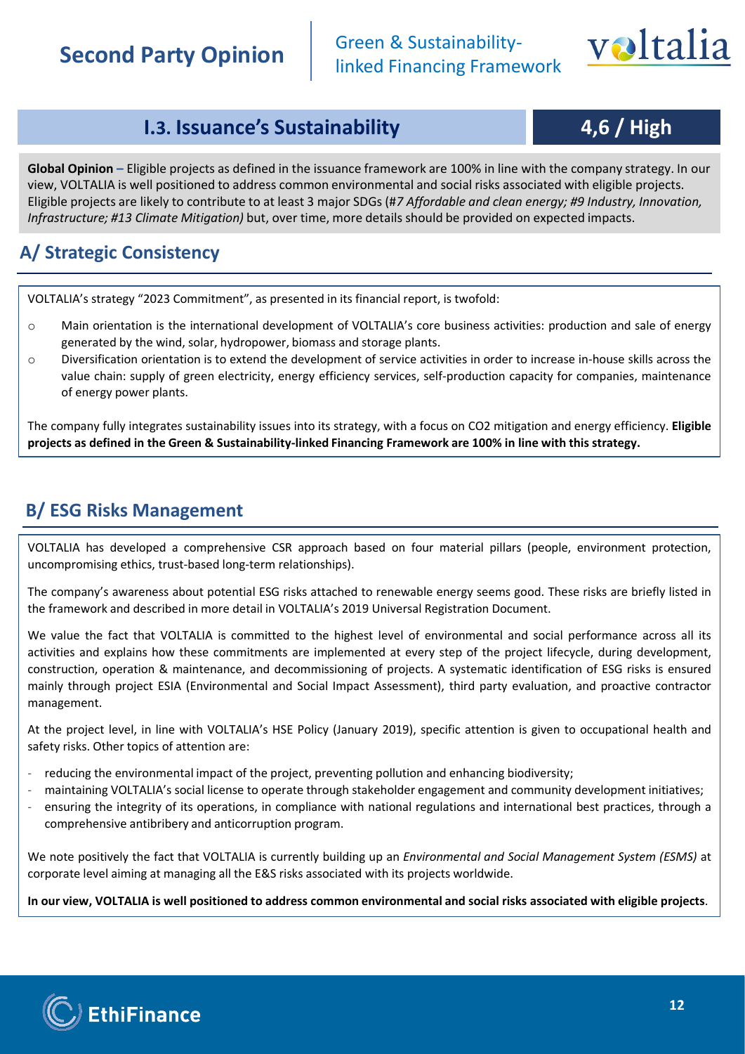## I.3. Issuance's Sustainability

**4,6 / High**

**Global Opinion** – Eligible projects as defined in the issuance framework are 100% in line with the company strategy. In our view, VOLTALIA is well positioned to address common environmental and social risks associated with eligible projects. Eligible projects are likely to contribute to at least 3 major SDGs (#*7 Affordable and clean energy; #9 Industry, Innovation, Infrastructure; #13 Climate Mitigation)* but, over time, more details should be provided on expected impacts.

## A/ Strategic Consistency

VOLTALIA's strategy "2023 Commitment", as presented in its financial report, is twofold:

- Main orientation is the international development of VOLTALIA's core business activities: production and sale of energy generated by the wind, solar, hydropower, biomass and storage plants.
- Diversification orientation is to extend the development of service activities in order to increase in-house skills across the value chain: supply of green electricity, energy efficiency services, self-production capacity for companies, maintenance of energy power plants.

The company fully integrates sustainability issues into its strategy, with a focus on CO2 mitigation and energy efficiency. **Eligible projects as defined in the Green & Sustainability-linked Financing Framework are 100% in line with this strategy.**

## B/ ESG Risks Management

VOLTALIA has developed a comprehensive CSR approach based on four material pillars (people, environment protection, uncompromising ethics, trust-based long-term relationships).

The company's awareness about potential ESG risks attached to renewable energy seems good. These risks are briefly listed in the framework and described in more detail in VOLTALIA's 2019 Universal Registration Document.

We value the fact that VOLTALIA is committed to the highest level of environmental and social performance across all its activities and explains how these commitments are implemented at every step of the project lifecycle, during development, construction, operation & maintenance, and decommissioning of projects. A systematic identification of ESG risks is ensured mainly through project ESIA (Environmental and Social Impact Assessment), third party evaluation, and proactive contractor management.

At the project level, in line with VOLTALIA's HSE Policy (January 2019), specific attention is given to occupational health and safety risks. Other topics of attention are:

- reducing the environmental impact of the project, preventing pollution and enhancing biodiversity;
- maintaining VOLTALIA's social license to operate through stakeholder engagement and community development initiatives;
- ensuring the integrity of its operations, in compliance with national regulations and international best practices, through a comprehensive antibribery and anticorruption program.

We note positively the fact that VOLTALIA is currently building up an *Environmental and Social Management System (ESMS)* at corporate level aiming at managing all the E&S risks associated with its projects worldwide.

**In our view, VOLTALIA is well positioned to address common environmental and social risks associated with eligible projects**.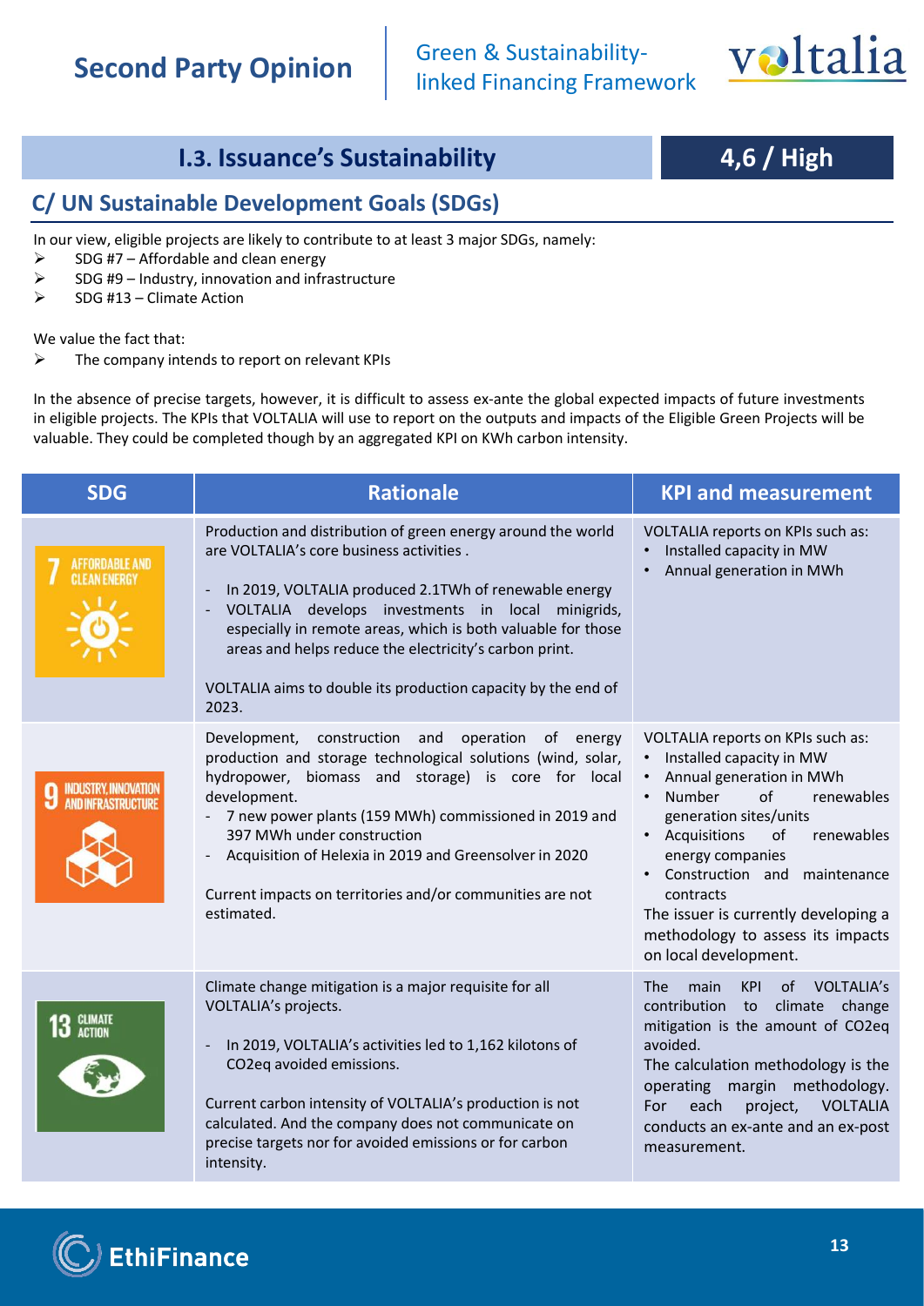## I.3. Issuance's Sustainability

**4,6 / High**

### C/ UN Sustainable Development Goals (SDGs)

In our view, eligible projects are likely to contribute to at least 3 major SDGs, namely:

- SDG #7 – Affordable and clean energy
- SDG #9 – Industry, innovation and infrastructure
- SDG #13 – Climate Action

We value the fact that:

- The company intends to report on relevant KPIs

In the absence of precise targets, however, it is difficult to assess ex-ante the global expected impacts of future investments in eligible projects. The KPIs that VOLTALIA will use to report on the outputs and impacts of the Eligible Green Projects will be valuable. They could be completed though by an aggregated KPI on KWh carbon intensity.

| SDG | Rationale | KPI and measurement |
|---|---|---|
| 7 AFFORDABLE AND CLEAN ENERGY | Production and distribution of green energy around the world are VOLTALIA's core business activities .<br>- In 2019, VOLTALIA produced 2.1TWh of renewable energy<br>- VOLTALIA develops investments in local minigrids, especially in remote areas, which is both valuable for those areas and helps reduce the electricity's carbon print.<br><br>VOLTALIA aims to double its production capacity by the end of 2023. | VOLTALIA reports on KPIs such as:<br>• Installed capacity in MW<br>• Annual generation in MWh |
| 9 INDUSTRY, INNOVATION AND INFRASTRUCTURE | Development, construction and operation of energy production and storage technological solutions (wind, solar, hydropower, biomass and storage) is core for local development.<br>- 7 new power plants (159 MWh) commissioned in 2019 and 397 MWh under construction<br>- Acquisition of Helexia in 2019 and Greensolver in 2020<br><br>Current impacts on territories and/or communities are not estimated. | VOLTALIA reports on KPIs such as:<br>• Installed capacity in MW<br>• Annual generation in MWh<br>• Number of renewables generation sites/units<br>• Acquisitions of renewables energy companies<br>• Construction and maintenance contracts<br>The issuer is currently developing a methodology to assess its impacts on local development. |
| 13 CLIMATE ACTION | Climate change mitigation is a major requisite for all VOLTALIA's projects.<br>- In 2019, VOLTALIA's activities led to 1,162 kilotons of $CO_2$eq avoided emissions.<br><br>Current carbon intensity of VOLTALIA's production is not calculated. And the company does not communicate on precise targets nor for avoided emissions or for carbon intensity. | The main KPI of VOLTALIA's contribution to climate change mitigation is the amount of $CO_2$eq avoided.<br>The calculation methodology is the operating margin methodology. For each project, VOLTALIA conducts an ex-ante and an ex-post measurement. |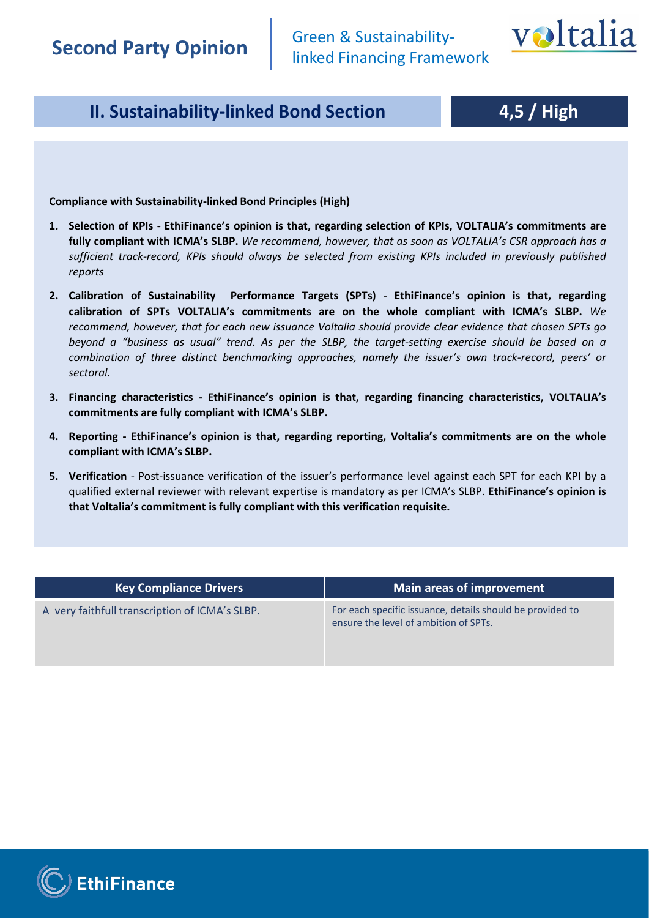## II. Sustainability-linked Bond Section

**4,5 / High**

**Compliance with Sustainability-linked Bond Principles (High)**

1. **Selection of KPIs - EthiFinance's opinion is that, regarding selection of KPIs, VOLTALIA's commitments are fully compliant with ICMA's SLBP.** *We recommend, however, that as soon as VOLTALIA's CSR approach has a sufficient track-record, KPIs should always be selected from existing KPIs included in previously published reports*

2. **Calibration of Sustainability Performance Targets (SPTs)** - **EthiFinance's opinion is that, regarding calibration of SPTs VOLTALIA's commitments are on the whole compliant with ICMA's SLBP.** *We recommend, however, that for each new issuance Voltalia should provide clear evidence that chosen SPTs go beyond a "business as usual" trend. As per the SLBP, the target-setting exercise should be based on a combination of three distinct benchmarking approaches, namely the issuer's own track-record, peers' or sectoral.*

3. **Financing characteristics - EthiFinance's opinion is that, regarding financing characteristics, VOLTALIA's commitments are fully compliant with ICMA's SLBP.**

4. **Reporting - EthiFinance's opinion is that, regarding reporting, Voltalia's commitments are on the whole compliant with ICMA's SLBP.**

5. **Verification** - Post-issuance verification of the issuer's performance level against each SPT for each KPI by a qualified external reviewer with relevant expertise is mandatory as per ICMA's SLBP. **EthiFinance's opinion is that Voltalia's commitment is fully compliant with this verification requisite.**

| Key Compliance Drivers | Main areas of improvement |
|---|---|
| A very faithfull transcription of ICMA's SLBP. | For each specific issuance, details should be provided to ensure the level of ambition of SPTs. |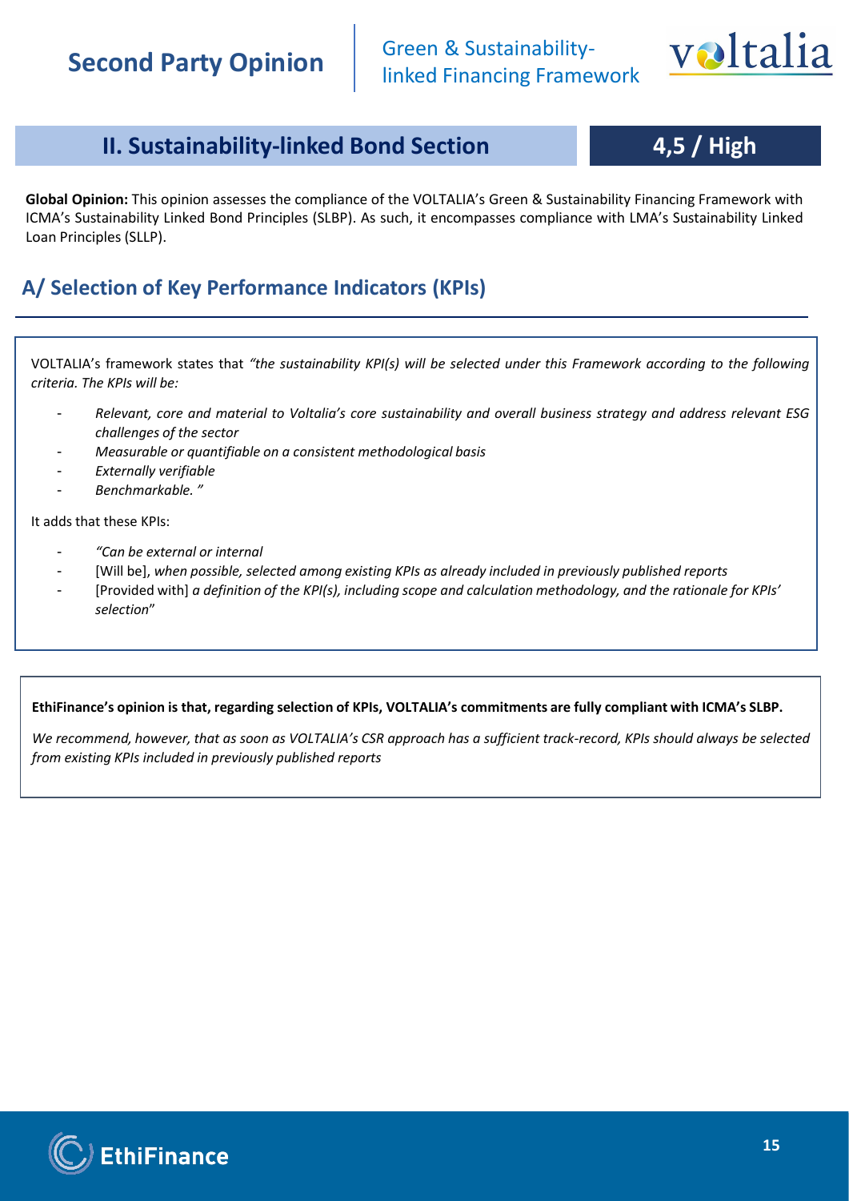## II. Sustainability-linked Bond Section

**4,5 / High**

**Global Opinion:** This opinion assesses the compliance of the VOLTALIA's Green & Sustainability Financing Framework with ICMA's Sustainability Linked Bond Principles (SLBP). As such, it encompasses compliance with LMA's Sustainability Linked Loan Principles (SLLP).

### A/ Selection of Key Performance Indicators (KPIs)

VOLTALIA's framework states that *"the sustainability KPI(s) will be selected under this Framework according to the following criteria. The KPIs will be:*

- *Relevant, core and material to Voltalia's core sustainability and overall business strategy and address relevant ESG challenges of the sector*
- *Measurable or quantifiable on a consistent methodological basis*
- *Externally verifiable*
- *Benchmarkable. "*

It adds that these KPIs:

- *"Can be external or internal*
- [Will be], *when possible, selected among existing KPIs as already included in previously published reports*
- [Provided with] *a definition of the KPI(s), including scope and calculation methodology, and the rationale for KPIs' selection*"

**EthiFinance's opinion is that, regarding selection of KPIs, VOLTALIA's commitments are fully compliant with ICMA's SLBP.**

*We recommend, however, that as soon as VOLTALIA's CSR approach has a sufficient track-record, KPIs should always be selected from existing KPIs included in previously published reports*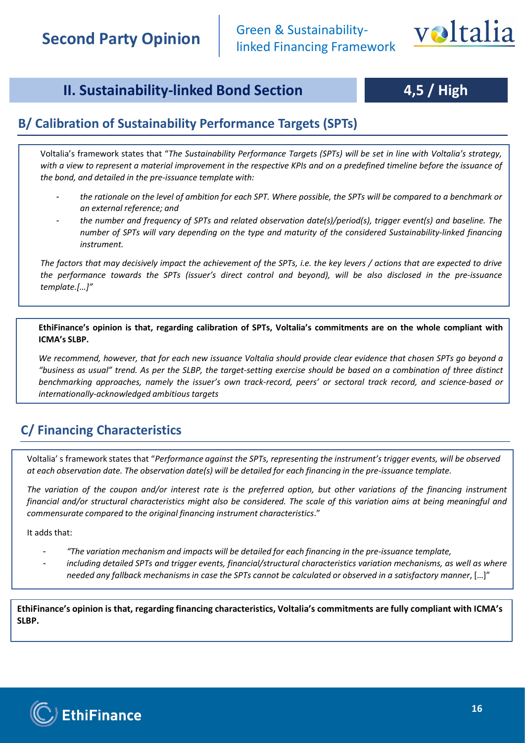## II. Sustainability-linked Bond Section

**4,5 / High**

### B/ Calibration of Sustainability Performance Targets (SPTs)

Voltalia's framework states that "*The Sustainability Performance Targets (SPTs) will be set in line with Voltalia's strategy, with a view to represent a material improvement in the respective KPIs and on a predefined timeline before the issuance of the bond, and detailed in the pre-issuance template with:*

- *the rationale on the level of ambition for each SPT. Where possible, the SPTs will be compared to a benchmark or an external reference; and*
- *the number and frequency of SPTs and related observation date(s)/period(s), trigger event(s) and baseline. The number of SPTs will vary depending on the type and maturity of the considered Sustainability-linked financing instrument.*

*The factors that may decisively impact the achievement of the SPTs, i.e. the key levers / actions that are expected to drive the performance towards the SPTs (issuer's direct control and beyond), will be also disclosed in the pre-issuance template.[…]"*

**EthiFinance's opinion is that, regarding calibration of SPTs, Voltalia's commitments are on the whole compliant with ICMA's SLBP.**

*We recommend, however, that for each new issuance Voltalia should provide clear evidence that chosen SPTs go beyond a "business as usual" trend. As per the SLBP, the target-setting exercise should be based on a combination of three distinct benchmarking approaches, namely the issuer's own track-record, peers' or sectoral track record, and science-based or internationally-acknowledged ambitious targets*

### C/ Financing Characteristics

Voltalia' s framework states that "*Performance against the SPTs, representing the instrument's trigger events, will be observed at each observation date. The observation date(s) will be detailed for each financing in the pre-issuance template.*

*The variation of the coupon and/or interest rate is the preferred option, but other variations of the financing instrument financial and/or structural characteristics might also be considered. The scale of this variation aims at being meaningful and commensurate compared to the original financing instrument characteristics*."

It adds that:

- *"The variation mechanism and impacts will be detailed for each financing in the pre-issuance template,*
- *including detailed SPTs and trigger events, financial/structural characteristics variation mechanisms, as well as where needed any fallback mechanisms in case the SPTs cannot be calculated or observed in a satisfactory manner*, […]"

**EthiFinance's opinion is that, regarding financing characteristics, Voltalia's commitments are fully compliant with ICMA's SLBP.**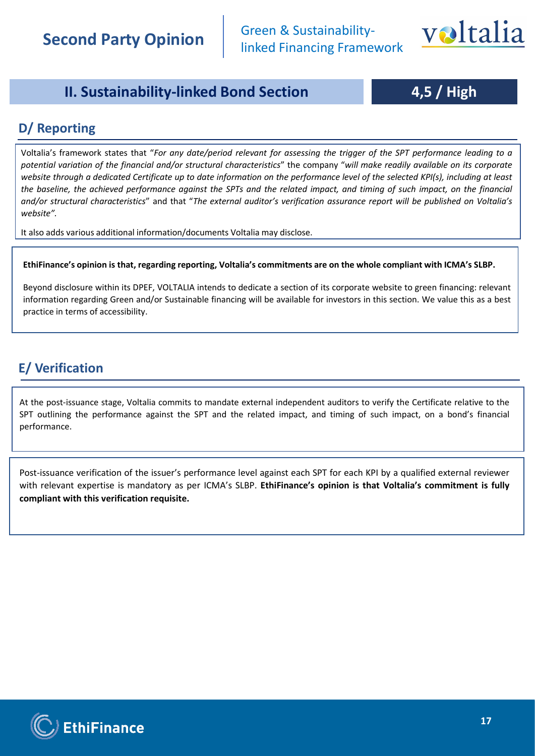## II. Sustainability-linked Bond Section

**4,5 / High**

### D/ Reporting

Voltalia's framework states that "*For any date/period relevant for assessing the trigger of the SPT performance leading to a potential variation of the financial and/or structural characteristics*" the company "*will make readily available on its corporate website through a dedicated Certificate up to date information on the performance level of the selected KPI(s), including at least the baseline, the achieved performance against the SPTs and the related impact, and timing of such impact, on the financial and/or structural characteristics*" and that "*The external auditor's verification assurance report will be published on Voltalia's website".*

It also adds various additional information/documents Voltalia may disclose.

**EthiFinance's opinion is that, regarding reporting, Voltalia's commitments are on the whole compliant with ICMA's SLBP.**

Beyond disclosure within its DPEF, VOLTALIA intends to dedicate a section of its corporate website to green financing: relevant information regarding Green and/or Sustainable financing will be available for investors in this section. We value this as a best practice in terms of accessibility.

### E/ Verification

At the post-issuance stage, Voltalia commits to mandate external independent auditors to verify the Certificate relative to the SPT outlining the performance against the SPT and the related impact, and timing of such impact, on a bond's financial performance.

Post-issuance verification of the issuer's performance level against each SPT for each KPI by a qualified external reviewer with relevant expertise is mandatory as per ICMA's SLBP. **EthiFinance's opinion is that Voltalia's commitment is fully compliant with this verification requisite.**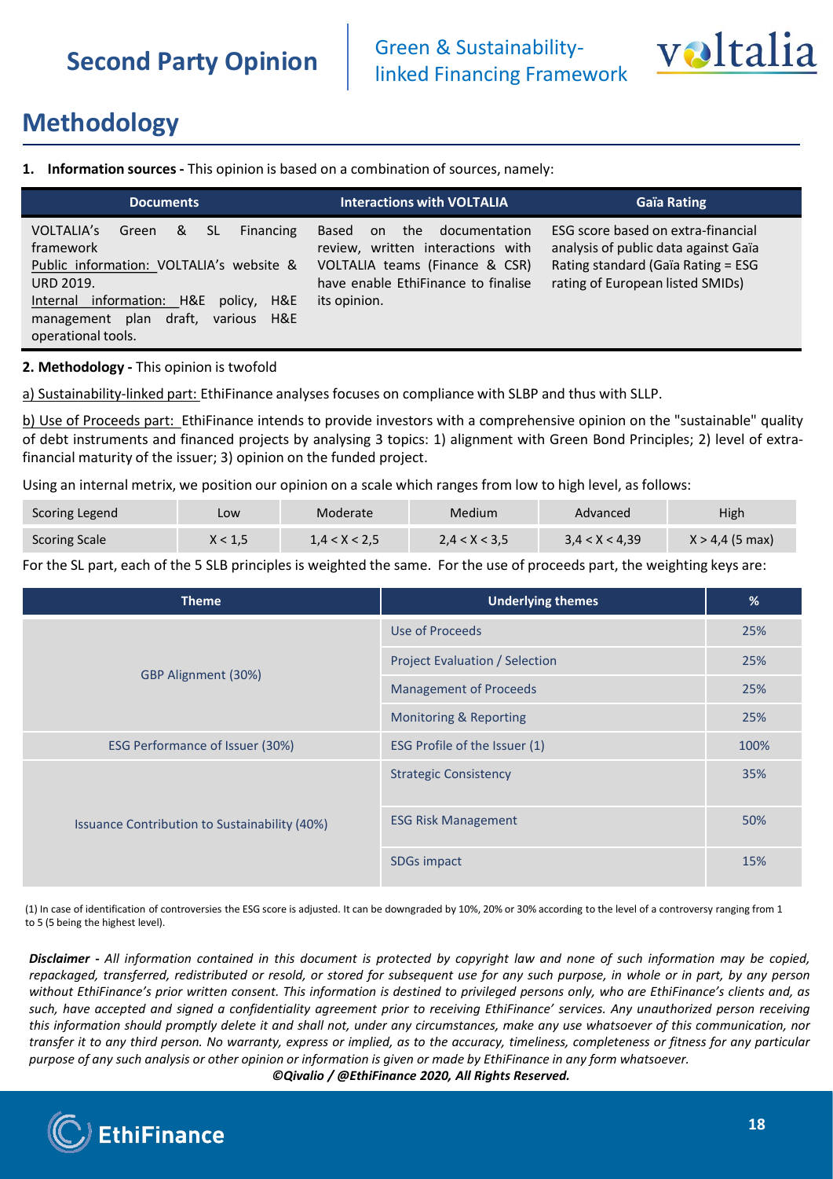# Methodology

**1. Information sources -** This opinion is based on a combination of sources, namely:

| Documents | Interactions with VOLTALIA | Gaïa Rating |
|---|---|---|
| VOLTALIA's Green & SL Financing framework<br>Public information: VOLTALIA's website & URD 2019.<br>Internal information: H&E policy, H&E management plan draft, various H&E operational tools. | Based on the documentation review, written interactions with VOLTALIA teams (Finance & CSR) have enable EthiFinance to finalise its opinion. | ESG score based on extra-financial analysis of public data against Gaïa Rating standard (Gaïa Rating = ESG rating of European listed SMIDs) |

**2. Methodology -** This opinion is twofold

a) Sustainability-linked part: EthiFinance analyses focuses on compliance with SLBP and thus with SLLP.

b) Use of Proceeds part: EthiFinance intends to provide investors with a comprehensive opinion on the "sustainable" quality of debt instruments and financed projects by analysing 3 topics: 1) alignment with Green Bond Principles; 2) level of extra-financial maturity of the issuer; 3) opinion on the funded project.

Using an internal metrix, we position our opinion on a scale which ranges from low to high level, as follows:

| Scoring Legend | Low | Moderate | Medium | Advanced | High |
|---|---|---|---|---|---|
| Scoring Scale | X < 1,5 | 1,4 < X < 2,5 | 2,4 < X < 3,5 | 3,4 < X < 4,39 | X > 4,4 (5 max) |

For the SL part, each of the 5 SLB principles is weighted the same. For the use of proceeds part, the weighting keys are:

| Theme | Underlying themes | % |
|---|---|---|
| GBP Alignment (30%) | Use of Proceeds | 25% |
| | Project Evaluation / Selection | 25% |
| | Management of Proceeds | 25% |
| | Monitoring & Reporting | 25% |
| ESG Performance of Issuer (30%) | ESG Profile of the Issuer (1) | 100% |
| Issuance Contribution to Sustainability (40%) | Strategic Consistency | 35% |
| | ESG Risk Management | 50% |
| | SDGs impact | 15% |

(1) In case of identification of controversies the ESG score is adjusted. It can be downgraded by 10%, 20% or 30% according to the level of a controversy ranging from 1 to 5 (5 being the highest level).

***Disclaimer -*** *All information contained in this document is protected by copyright law and none of such information may be copied, repackaged, transferred, redistributed or resold, or stored for subsequent use for any such purpose, in whole or in part, by any person without EthiFinance's prior written consent. This information is destined to privileged persons only, who are EthiFinance's clients and, as such, have accepted and signed a confidentiality agreement prior to receiving EthiFinance' services. Any unauthorized person receiving this information should promptly delete it and shall not, under any circumstances, make any use whatsoever of this communication, nor transfer it to any third person. No warranty, express or implied, as to the accuracy, timeliness, completeness or fitness for any particular purpose of any such analysis or other opinion or information is given or made by EthiFinance in any form whatsoever.*

***©Qivalio / @EthiFinance 2020, All Rights Reserved.***